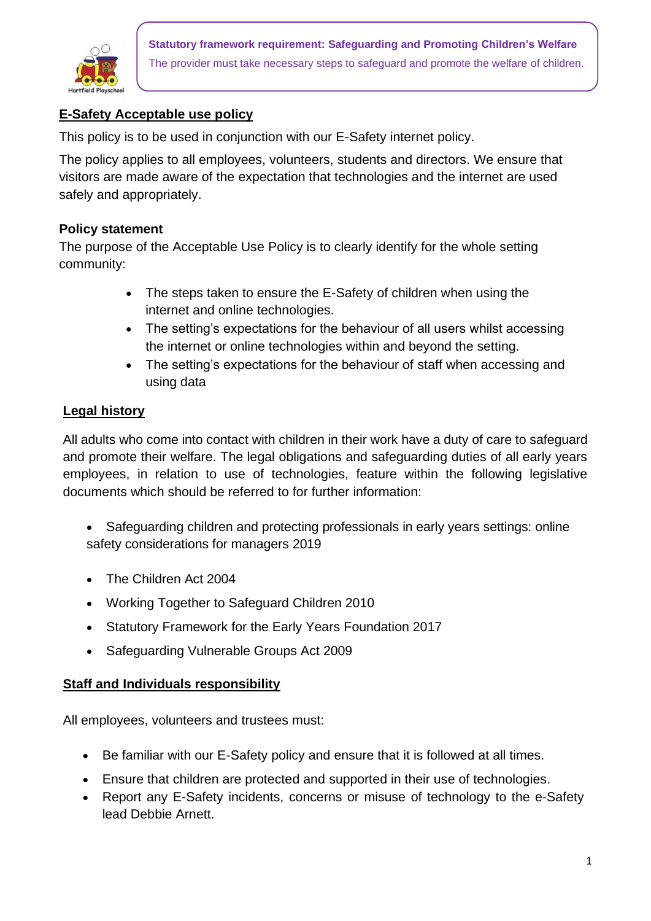**Statutory framework requirement: Safeguarding and Promoting Children's Welfare**

The provider must take necessary steps to safeguard and promote the welfare of children.

## E-Safety Acceptable use policy

This policy is to be used in conjunction with our E-Safety internet policy.

The policy applies to all employees, volunteers, students and directors. We ensure that visitors are made aware of the expectation that technologies and the internet are used safely and appropriately.

### Policy statement

The purpose of the Acceptable Use Policy is to clearly identify for the whole setting community:

- The steps taken to ensure the E-Safety of children when using the internet and online technologies.
- The setting's expectations for the behaviour of all users whilst accessing the internet or online technologies within and beyond the setting.
- The setting's expectations for the behaviour of staff when accessing and using data

## Legal history

All adults who come into contact with children in their work have a duty of care to safeguard and promote their welfare. The legal obligations and safeguarding duties of all early years employees, in relation to use of technologies, feature within the following legislative documents which should be referred to for further information:

- Safeguarding children and protecting professionals in early years settings: online safety considerations for managers 2019
- The Children Act 2004
- Working Together to Safeguard Children 2010
- Statutory Framework for the Early Years Foundation 2017
- Safeguarding Vulnerable Groups Act 2009

## Staff and Individuals responsibility

All employees, volunteers and trustees must:

- Be familiar with our E-Safety policy and ensure that it is followed at all times.
- Ensure that children are protected and supported in their use of technologies.
- Report any E-Safety incidents, concerns or misuse of technology to the e-Safety lead Debbie Arnett.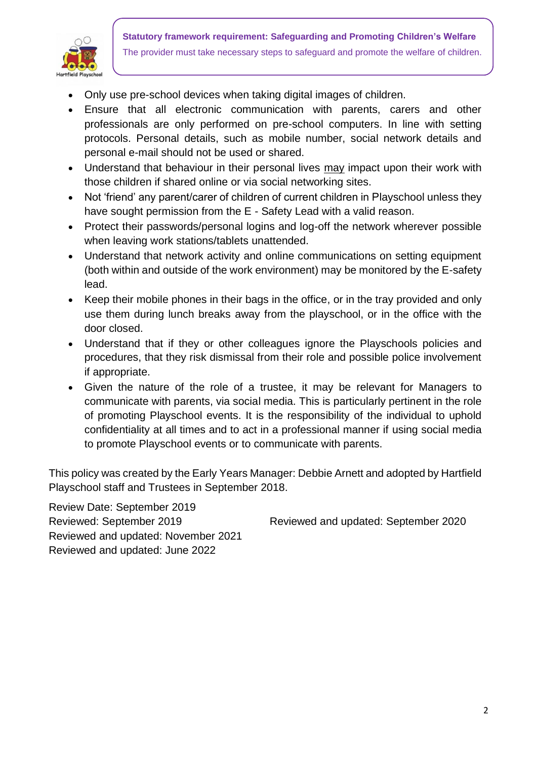**Statutory framework requirement: Safeguarding and Promoting Children's Welfare**

The provider must take necessary steps to safeguard and promote the welfare of children.

- Only use pre-school devices when taking digital images of children.
- Ensure that all electronic communication with parents, carers and other professionals are only performed on pre-school computers. In line with setting protocols. Personal details, such as mobile number, social network details and personal e-mail should not be used or shared.
- Understand that behaviour in their personal lives may impact upon their work with those children if shared online or via social networking sites.
- Not 'friend' any parent/carer of children of current children in Playschool unless they have sought permission from the E - Safety Lead with a valid reason.
- Protect their passwords/personal logins and log-off the network wherever possible when leaving work stations/tablets unattended.
- Understand that network activity and online communications on setting equipment (both within and outside of the work environment) may be monitored by the E-safety lead.
- Keep their mobile phones in their bags in the office, or in the tray provided and only use them during lunch breaks away from the playschool, or in the office with the door closed.
- Understand that if they or other colleagues ignore the Playschools policies and procedures, that they risk dismissal from their role and possible police involvement if appropriate.
- Given the nature of the role of a trustee, it may be relevant for Managers to communicate with parents, via social media. This is particularly pertinent in the role of promoting Playschool events. It is the responsibility of the individual to uphold confidentiality at all times and to act in a professional manner if using social media to promote Playschool events or to communicate with parents.

This policy was created by the Early Years Manager: Debbie Arnett and adopted by Hartfield Playschool staff and Trustees in September 2018.

Review Date: September 2019
Reviewed: September 2019
Reviewed and updated: September 2020
Reviewed and updated: November 2021
Reviewed and updated: June 2022